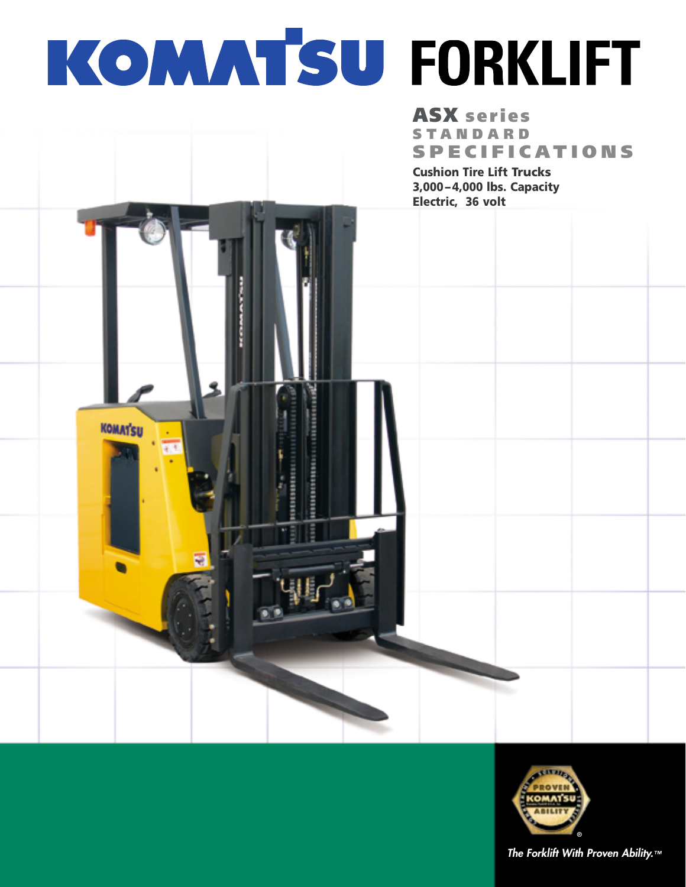# KOMATSU FORKLIFT

## ASX series STANDARD SPECIFICATIONS

**Cushion Tire Lift Trucks**
**3,000–4,000 lbs. Capacity**
**Electric, 36 volt**

*The Forklift With Proven Ability.™*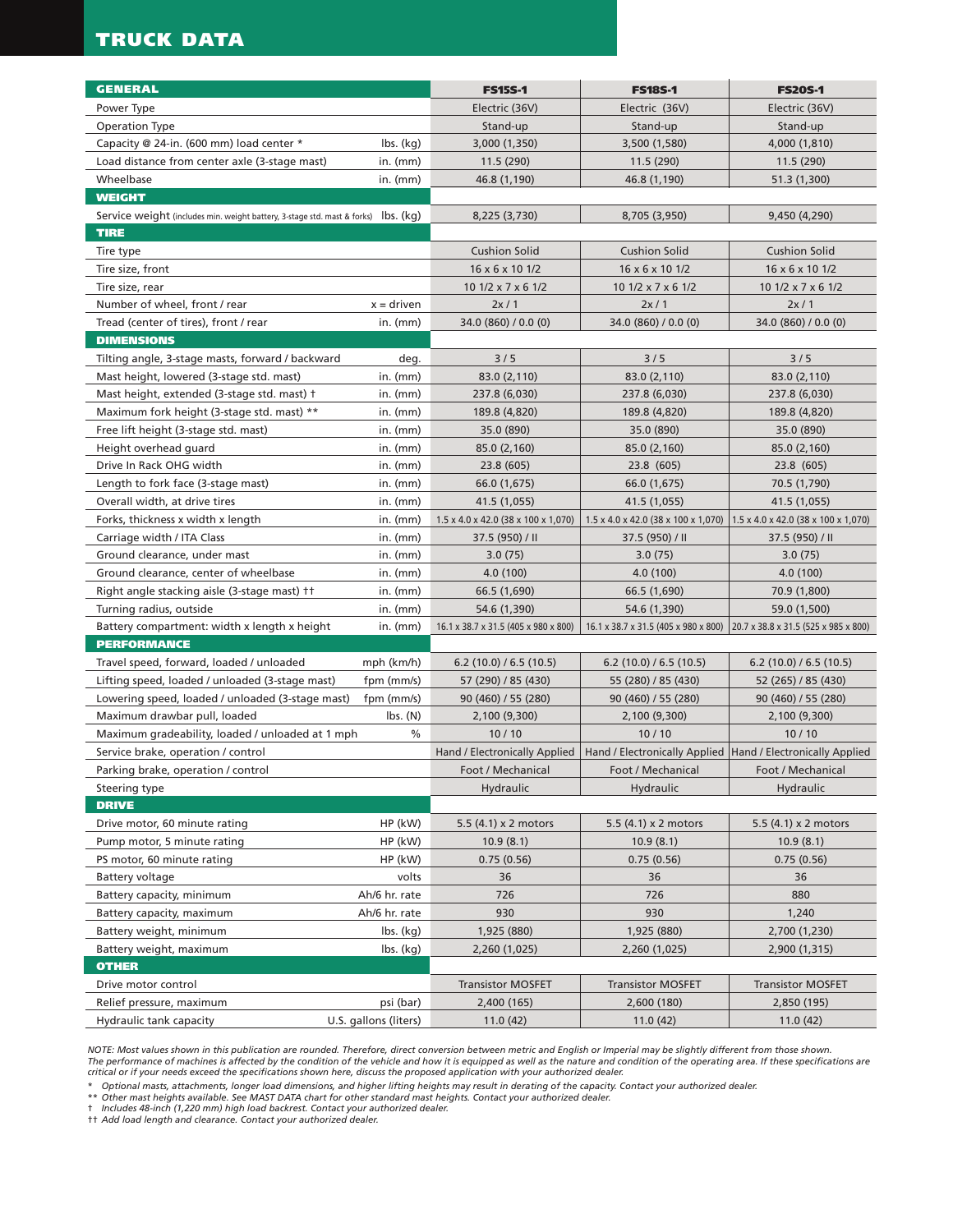# TRUCK DATA

| GENERAL | | FS15S-1 | FS18S-1 | FS20S-1 |
|---|---|---|---|---|
| Power Type | | Electric (36V) | Electric (36V) | Electric (36V) |
| Operation Type | | Stand-up | Stand-up | Stand-up |
| Capacity @ 24-in. (600 mm) load center * | lbs. (kg) | 3,000 (1,350) | 3,500 (1,580) | 4,000 (1,810) |
| Load distance from center axle (3-stage mast) | in. (mm) | 11.5 (290) | 11.5 (290) | 11.5 (290) |
| Wheelbase | in. (mm) | 46.8 (1,190) | 46.8 (1,190) | 51.3 (1,300) |
| **WEIGHT** | | | | |
| Service weight (includes min. weight battery, 3-stage std. mast & forks) | lbs. (kg) | 8,225 (3,730) | 8,705 (3,950) | 9,450 (4,290) |
| **TIRE** | | | | |
| Tire type | | Cushion Solid | Cushion Solid | Cushion Solid |
| Tire size, front | | 16 x 6 x 10 1/2 | 16 x 6 x 10 1/2 | 16 x 6 x 10 1/2 |
| Tire size, rear | | 10 1/2 x 7 x 6 1/2 | 10 1/2 x 7 x 6 1/2 | 10 1/2 x 7 x 6 1/2 |
| Number of wheel, front / rear | x = driven | 2x / 1 | 2x / 1 | 2x / 1 |
| Tread (center of tires), front / rear | in. (mm) | 34.0 (860) / 0.0 (0) | 34.0 (860) / 0.0 (0) | 34.0 (860) / 0.0 (0) |
| **DIMENSIONS** | | | | |
| Tilting angle, 3-stage masts, forward / backward | deg. | 3 / 5 | 3 / 5 | 3 / 5 |
| Mast height, lowered (3-stage std. mast) | in. (mm) | 83.0 (2,110) | 83.0 (2,110) | 83.0 (2,110) |
| Mast height, extended (3-stage std. mast) † | in. (mm) | 237.8 (6,030) | 237.8 (6,030) | 237.8 (6,030) |
| Maximum fork height (3-stage std. mast) ** | in. (mm) | 189.8 (4,820) | 189.8 (4,820) | 189.8 (4,820) |
| Free lift height (3-stage std. mast) | in. (mm) | 35.0 (890) | 35.0 (890) | 35.0 (890) |
| Height overhead guard | in. (mm) | 85.0 (2,160) | 85.0 (2,160) | 85.0 (2,160) |
| Drive In Rack OHG width | in. (mm) | 23.8 (605) | 23.8 (605) | 23.8 (605) |
| Length to fork face (3-stage mast) | in. (mm) | 66.0 (1,675) | 66.0 (1,675) | 70.5 (1,790) |
| Overall width, at drive tires | in. (mm) | 41.5 (1,055) | 41.5 (1,055) | 41.5 (1,055) |
| Forks, thickness x width x length | in. (mm) | 1.5 x 4.0 x 42.0 (38 x 100 x 1,070) | 1.5 x 4.0 x 42.0 (38 x 100 x 1,070) | 1.5 x 4.0 x 42.0 (38 x 100 x 1,070) |
| Carriage width / ITA Class | in. (mm) | 37.5 (950) / II | 37.5 (950) / II | 37.5 (950) / II |
| Ground clearance, under mast | in. (mm) | 3.0 (75) | 3.0 (75) | 3.0 (75) |
| Ground clearance, center of wheelbase | in. (mm) | 4.0 (100) | 4.0 (100) | 4.0 (100) |
| Right angle stacking aisle (3-stage mast) †† | in. (mm) | 66.5 (1,690) | 66.5 (1,690) | 70.9 (1,800) |
| Turning radius, outside | in. (mm) | 54.6 (1,390) | 54.6 (1,390) | 59.0 (1,500) |
| Battery compartment: width x length x height | in. (mm) | 16.1 x 38.7 x 31.5 (405 x 980 x 800) | 16.1 x 38.7 x 31.5 (405 x 980 x 800) | 20.7 x 38.8 x 31.5 (525 x 985 x 800) |
| **PERFORMANCE** | | | | |
| Travel speed, forward, loaded / unloaded | mph (km/h) | 6.2 (10.0) / 6.5 (10.5) | 6.2 (10.0) / 6.5 (10.5) | 6.2 (10.0) / 6.5 (10.5) |
| Lifting speed, loaded / unloaded (3-stage mast) | fpm (mm/s) | 57 (290) / 85 (430) | 55 (280) / 85 (430) | 52 (265) / 85 (430) |
| Lowering speed, loaded / unloaded (3-stage mast) | fpm (mm/s) | 90 (460) / 55 (280) | 90 (460) / 55 (280) | 90 (460) / 55 (280) |
| Maximum drawbar pull, loaded | lbs. (N) | 2,100 (9,300) | 2,100 (9,300) | 2,100 (9,300) |
| Maximum gradeability, loaded / unloaded at 1 mph | % | 10 / 10 | 10 / 10 | 10 / 10 |
| Service brake, operation / control | | Hand / Electronically Applied | Hand / Electronically Applied | Hand / Electronically Applied |
| Parking brake, operation / control | | Foot / Mechanical | Foot / Mechanical | Foot / Mechanical |
| Steering type | | Hydraulic | Hydraulic | Hydraulic |
| **DRIVE** | | | | |
| Drive motor, 60 minute rating | HP (kW) | 5.5 (4.1) x 2 motors | 5.5 (4.1) x 2 motors | 5.5 (4.1) x 2 motors |
| Pump motor, 5 minute rating | HP (kW) | 10.9 (8.1) | 10.9 (8.1) | 10.9 (8.1) |
| PS motor, 60 minute rating | HP (kW) | 0.75 (0.56) | 0.75 (0.56) | 0.75 (0.56) |
| Battery voltage | volts | 36 | 36 | 36 |
| Battery capacity, minimum | Ah/6 hr. rate | 726 | 726 | 880 |
| Battery capacity, maximum | Ah/6 hr. rate | 930 | 930 | 1,240 |
| Battery weight, minimum | lbs. (kg) | 1,925 (880) | 1,925 (880) | 2,700 (1,230) |
| Battery weight, maximum | lbs. (kg) | 2,260 (1,025) | 2,260 (1,025) | 2,900 (1,315) |
| **OTHER** | | | | |
| Drive motor control | | Transistor MOSFET | Transistor MOSFET | Transistor MOSFET |
| Relief pressure, maximum | psi (bar) | 2,400 (165) | 2,600 (180) | 2,850 (195) |
| Hydraulic tank capacity | U.S. gallons (liters) | 11.0 (42) | 11.0 (42) | 11.0 (42) |

*NOTE: Most values shown in this publication are rounded. Therefore, direct conversion between metric and English or Imperial may be slightly different from those shown. The performance of machines is affected by the condition of the vehicle and how it is equipped as well as the nature and condition of the operating area. If these specifications are critical or if your needs exceed the specifications shown here, discuss the proposed application with your authorized dealer.*

*\* Optional masts, attachments, longer load dimensions, and higher lifting heights may result in derating of the capacity. Contact your authorized dealer.*

*\*\* Other mast heights available. See MAST DATA chart for other standard mast heights. Contact your authorized dealer.*

*† Includes 48-inch (1,220 mm) high load backrest. Contact your authorized dealer.*

*†† Add load length and clearance. Contact your authorized dealer.*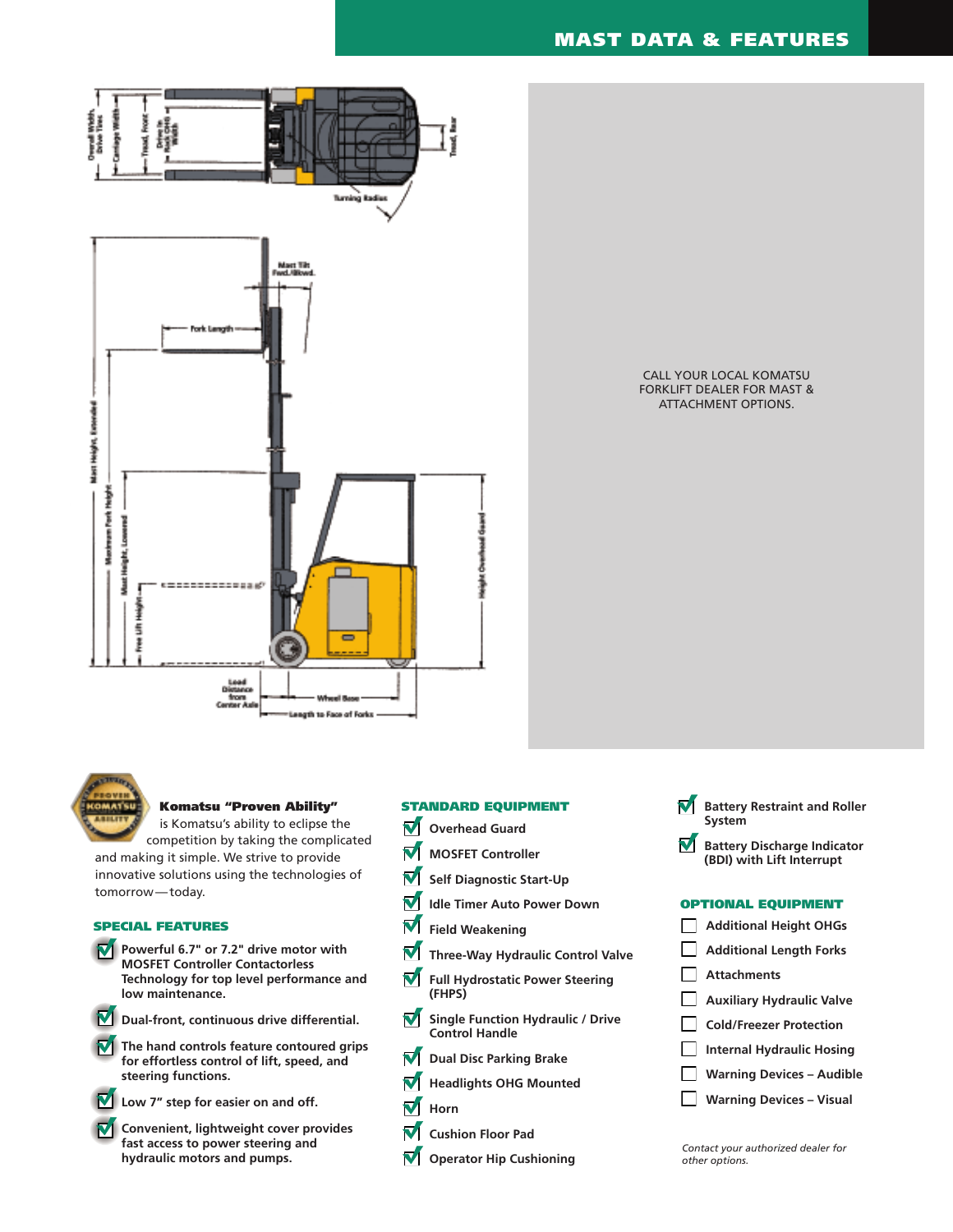# MAST DATA & FEATURES

CALL YOUR LOCAL KOMATSU FORKLIFT DEALER FOR MAST & ATTACHMENT OPTIONS.

**Komatsu "Proven Ability"** is Komatsu's ability to eclipse the competition by taking the complicated and making it simple. We strive to provide innovative solutions using the technologies of tomorrow—today.

## SPECIAL FEATURES

- **Powerful 6.7" or 7.2" drive motor with MOSFET Controller Contactorless Technology for top level performance and low maintenance.**
- **Dual-front, continuous drive differential.**
- **The hand controls feature contoured grips for effortless control of lift, speed, and steering functions.**
- **Low 7" step for easier on and off.**
- **Convenient, lightweight cover provides fast access to power steering and hydraulic motors and pumps.**

## STANDARD EQUIPMENT

- Overhead Guard
- MOSFET Controller
- Self Diagnostic Start-Up
- Idle Timer Auto Power Down
- Field Weakening
- Three-Way Hydraulic Control Valve
- Full Hydrostatic Power Steering (FHPS)
- Single Function Hydraulic / Drive Control Handle
- Dual Disc Parking Brake
- Headlights OHG Mounted
- Horn
- Cushion Floor Pad
- Operator Hip Cushioning
- Battery Restraint and Roller System
- Battery Discharge Indicator (BDI) with Lift Interrupt

## OPTIONAL EQUIPMENT

- Additional Height OHGs
- Additional Length Forks
- Attachments
- Auxiliary Hydraulic Valve
- Cold/Freezer Protection
- Internal Hydraulic Hosing
- Warning Devices – Audible
- Warning Devices – Visual

*Contact your authorized dealer for other options.*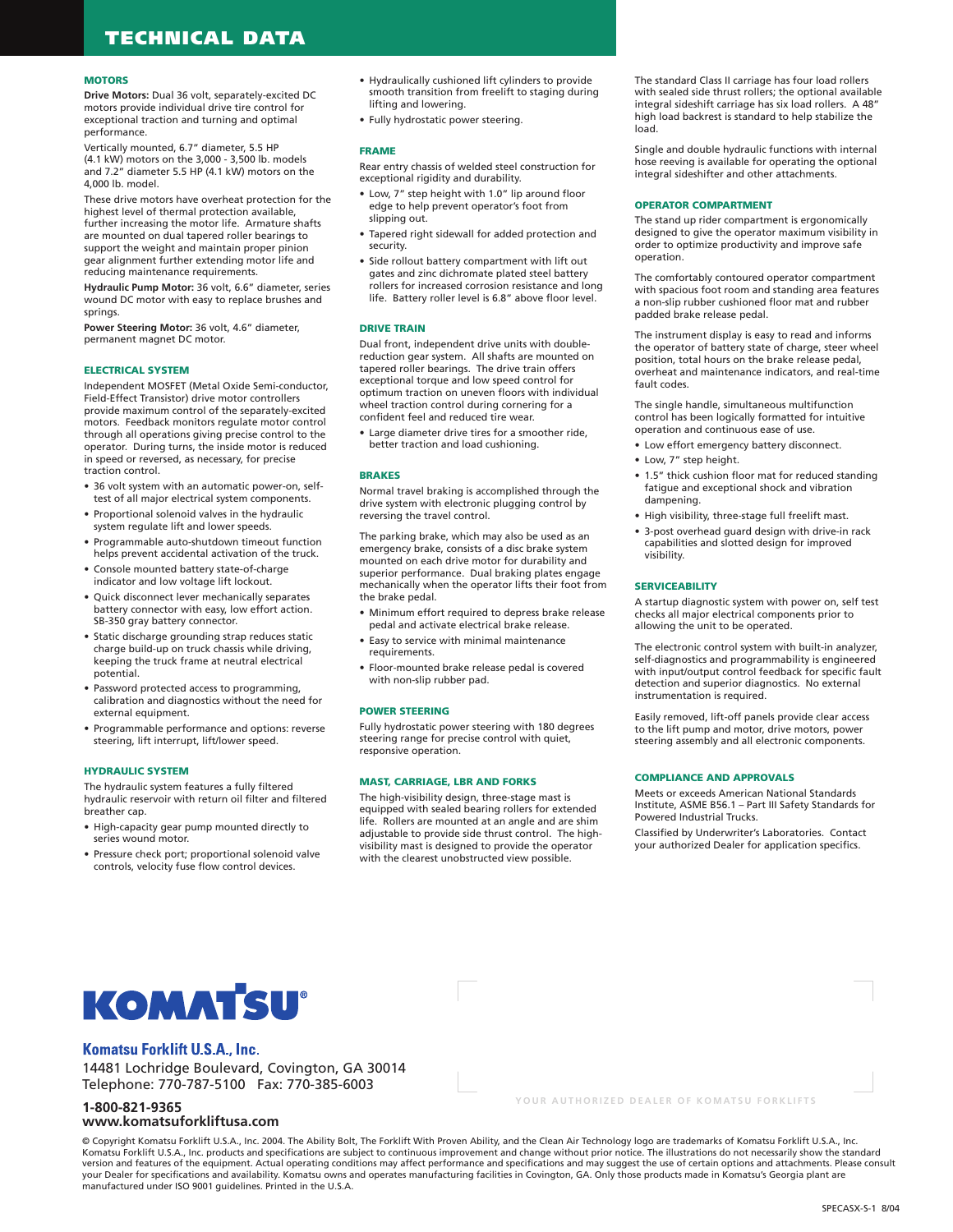# TECHNICAL DATA

## MOTORS

**Drive Motors:** Dual 36 volt, separately-excited DC motors provide individual drive tire control for exceptional traction and turning and optimal performance.

Vertically mounted, 6.7" diameter, 5.5 HP (4.1 kW) motors on the 3,000 - 3,500 lb. models and 7.2" diameter 5.5 HP (4.1 kW) motors on the 4,000 lb. model.

These drive motors have overheat protection for the highest level of thermal protection available, further increasing the motor life. Armature shafts are mounted on dual tapered roller bearings to support the weight and maintain proper pinion gear alignment further extending motor life and reducing maintenance requirements.

**Hydraulic Pump Motor:** 36 volt, 6.6" diameter, series wound DC motor with easy to replace brushes and springs.

**Power Steering Motor:** 36 volt, 4.6" diameter, permanent magnet DC motor.

## ELECTRICAL SYSTEM

Independent MOSFET (Metal Oxide Semi-conductor, Field-Effect Transistor) drive motor controllers provide maximum control of the separately-excited motors. Feedback monitors regulate motor control through all operations giving precise control to the operator. During turns, the inside motor is reduced in speed or reversed, as necessary, for precise traction control.

- 36 volt system with an automatic power-on, self-test of all major electrical system components.
- Proportional solenoid valves in the hydraulic system regulate lift and lower speeds.
- Programmable auto-shutdown timeout function helps prevent accidental activation of the truck.
- Console mounted battery state-of-charge indicator and low voltage lift lockout.
- Quick disconnect lever mechanically separates battery connector with easy, low effort action. SB-350 gray battery connector.
- Static discharge grounding strap reduces static charge build-up on truck chassis while driving, keeping the truck frame at neutral electrical potential.
- Password protected access to programming, calibration and diagnostics without the need for external equipment.
- Programmable performance and options: reverse steering, lift interrupt, lift/lower speed.

## HYDRAULIC SYSTEM

The hydraulic system features a fully filtered hydraulic reservoir with return oil filter and filtered breather cap.

- High-capacity gear pump mounted directly to series wound motor.
- Pressure check port; proportional solenoid valve controls, velocity fuse flow control devices.
- Hydraulically cushioned lift cylinders to provide smooth transition from freelift to staging during lifting and lowering.
- Fully hydrostatic power steering.

## FRAME

Rear entry chassis of welded steel construction for exceptional rigidity and durability.

- Low, 7" step height with 1.0" lip around floor edge to help prevent operator's foot from slipping out.
- Tapered right sidewall for added protection and security.
- Side rollout battery compartment with lift out gates and zinc dichromate plated steel battery rollers for increased corrosion resistance and long life. Battery roller level is 6.8" above floor level.

## DRIVE TRAIN

Dual front, independent drive units with double-reduction gear system. All shafts are mounted on tapered roller bearings. The drive train offers exceptional torque and low speed control for optimum traction on uneven floors with individual wheel traction control during cornering for a confident feel and reduced tire wear.

- Large diameter drive tires for a smoother ride, better traction and load cushioning.

## BRAKES

Normal travel braking is accomplished through the drive system with electronic plugging control by reversing the travel control.

The parking brake, which may also be used as an emergency brake, consists of a disc brake system mounted on each drive motor for durability and superior performance. Dual braking plates engage mechanically when the operator lifts their foot from the brake pedal.

- Minimum effort required to depress brake release pedal and activate electrical brake release.
- Easy to service with minimal maintenance requirements.
- Floor-mounted brake release pedal is covered with non-slip rubber pad.

## POWER STEERING

Fully hydrostatic power steering with 180 degrees steering range for precise control with quiet, responsive operation.

## MAST, CARRIAGE, LBR AND FORKS

The high-visibility design, three-stage mast is equipped with sealed bearing rollers for extended life. Rollers are mounted at an angle and are shim adjustable to provide side thrust control. The high-visibility mast is designed to provide the operator with the clearest unobstructed view possible.

The standard Class II carriage has four load rollers with sealed side thrust rollers; the optional available integral sideshift carriage has six load rollers. A 48" high load backrest is standard to help stabilize the load.

Single and double hydraulic functions with internal hose reeving is available for operating the optional integral sideshifter and other attachments.

## OPERATOR COMPARTMENT

The stand up rider compartment is ergonomically designed to give the operator maximum visibility in order to optimize productivity and improve safe operation.

The comfortably contoured operator compartment with spacious foot room and standing area features a non-slip rubber cushioned floor mat and rubber padded brake release pedal.

The instrument display is easy to read and informs the operator of battery state of charge, steer wheel position, total hours on the brake release pedal, overheat and maintenance indicators, and real-time fault codes.

The single handle, simultaneous multifunction control has been logically formatted for intuitive operation and continuous ease of use.

- Low effort emergency battery disconnect.
- Low, 7" step height.
- 1.5" thick cushion floor mat for reduced standing fatigue and exceptional shock and vibration dampening.
- High visibility, three-stage full freelift mast.
- 3-post overhead guard design with drive-in rack capabilities and slotted design for improved visibility.

## SERVICEABILITY

A startup diagnostic system with power on, self test checks all major electrical components prior to allowing the unit to be operated.

The electronic control system with built-in analyzer, self-diagnostics and programmability is engineered with input/output control feedback for specific fault detection and superior diagnostics. No external instrumentation is required.

Easily removed, lift-off panels provide clear access to the lift pump and motor, drive motors, power steering assembly and all electronic components.

## COMPLIANCE AND APPROVALS

Meets or exceeds American National Standards Institute, ASME B56.1 – Part III Safety Standards for Powered Industrial Trucks.

Classified by Underwriter's Laboratories. Contact your authorized Dealer for application specifics.

KOMATSU®

**Komatsu Forklift U.S.A., Inc.**
14481 Lochridge Boulevard, Covington, GA 30014
Telephone: 770-787-5100 Fax: 770-385-6003

**1-800-821-9365**
**www.komatsuforkliftusa.com**

YOUR AUTHORIZED DEALER OF KOMATSU FORKLIFTS

© Copyright Komatsu Forklift U.S.A., Inc. 2004. The Ability Bolt, The Forklift With Proven Ability, and the Clean Air Technology logo are trademarks of Komatsu Forklift U.S.A., Inc. Komatsu Forklift U.S.A., Inc. products and specifications are subject to continuous improvement and change without prior notice. The illustrations do not necessarily show the standard version and features of the equipment. Actual operating conditions may affect performance and specifications and may suggest the use of certain options and attachments. Please consult your Dealer for specifications and availability. Komatsu owns and operates manufacturing facilities in Covington, GA. Only those products made in Komatsu's Georgia plant are manufactured under ISO 9001 guidelines. Printed in the U.S.A.

SPECASX-S-1 8/04